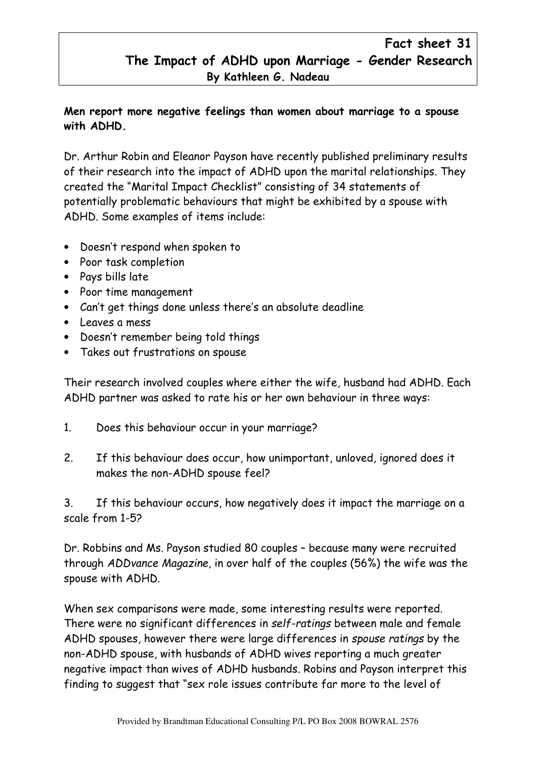# Fact sheet 31
## The Impact of ADHD upon Marriage - Gender Research
**By Kathleen G. Nadeau**

**Men report more negative feelings than women about marriage to a spouse with ADHD.**

Dr. Arthur Robin and Eleanor Payson have recently published preliminary results of their research into the impact of ADHD upon the marital relationships. They created the "Marital Impact Checklist" consisting of 34 statements of potentially problematic behaviours that might be exhibited by a spouse with ADHD. Some examples of items include:

- Doesn't respond when spoken to
- Poor task completion
- Pays bills late
- Poor time management
- Can't get things done unless there's an absolute deadline
- Leaves a mess
- Doesn't remember being told things
- Takes out frustrations on spouse

Their research involved couples where either the wife, husband had ADHD. Each ADHD partner was asked to rate his or her own behaviour in three ways:

1. Does this behaviour occur in your marriage?

2. If this behaviour does occur, how unimportant, unloved, ignored does it makes the non-ADHD spouse feel?

3. If this behaviour occurs, how negatively does it impact the marriage on a scale from 1-5?

Dr. Robbins and Ms. Payson studied 80 couples – because many were recruited through *ADDvance Magazine*, in over half of the couples (56%) the wife was the spouse with ADHD.

When sex comparisons were made, some interesting results were reported. There were no significant differences in *self-ratings* between male and female ADHD spouses, however there were large differences in *spouse ratings* by the non-ADHD spouse, with husbands of ADHD wives reporting a much greater negative impact than wives of ADHD husbands. Robins and Payson interpret this finding to suggest that "sex role issues contribute far more to the level of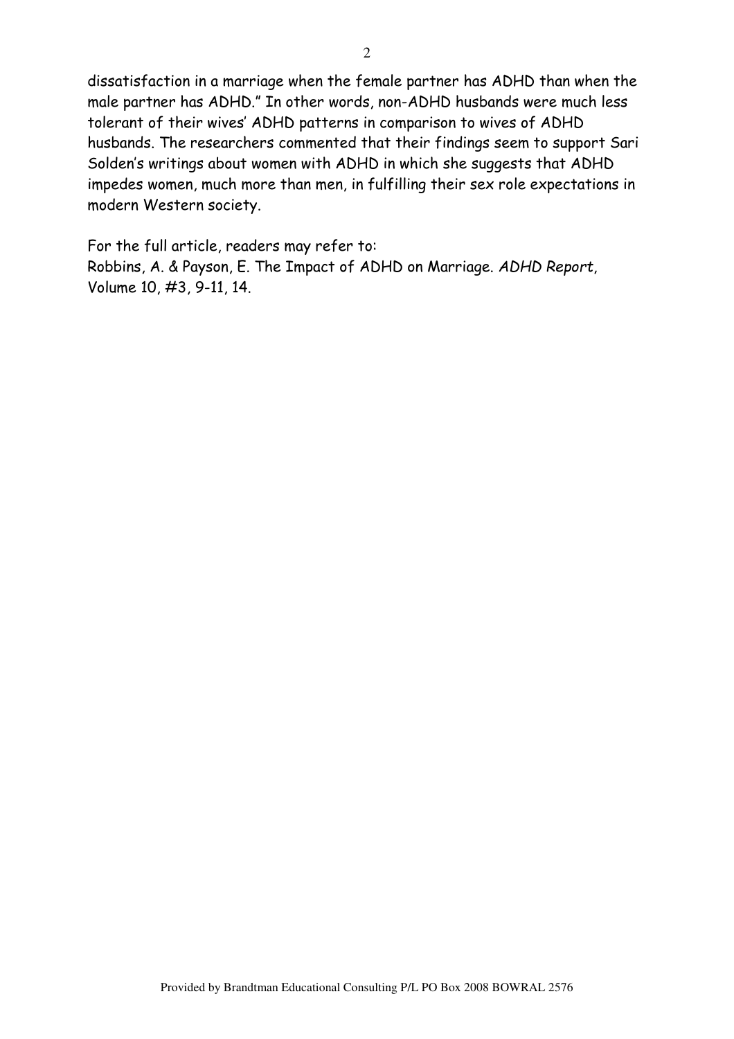dissatisfaction in a marriage when the female partner has ADHD than when the male partner has ADHD." In other words, non-ADHD husbands were much less tolerant of their wives' ADHD patterns in comparison to wives of ADHD husbands. The researchers commented that their findings seem to support Sari Solden's writings about women with ADHD in which she suggests that ADHD impedes women, much more than men, in fulfilling their sex role expectations in modern Western society.

For the full article, readers may refer to:
Robbins, A. & Payson, E. The Impact of ADHD on Marriage. *ADHD Report*, Volume 10, #3, 9-11, 14.

Provided by Brandtman Educational Consulting P/L PO Box 2008 BOWRAL 2576